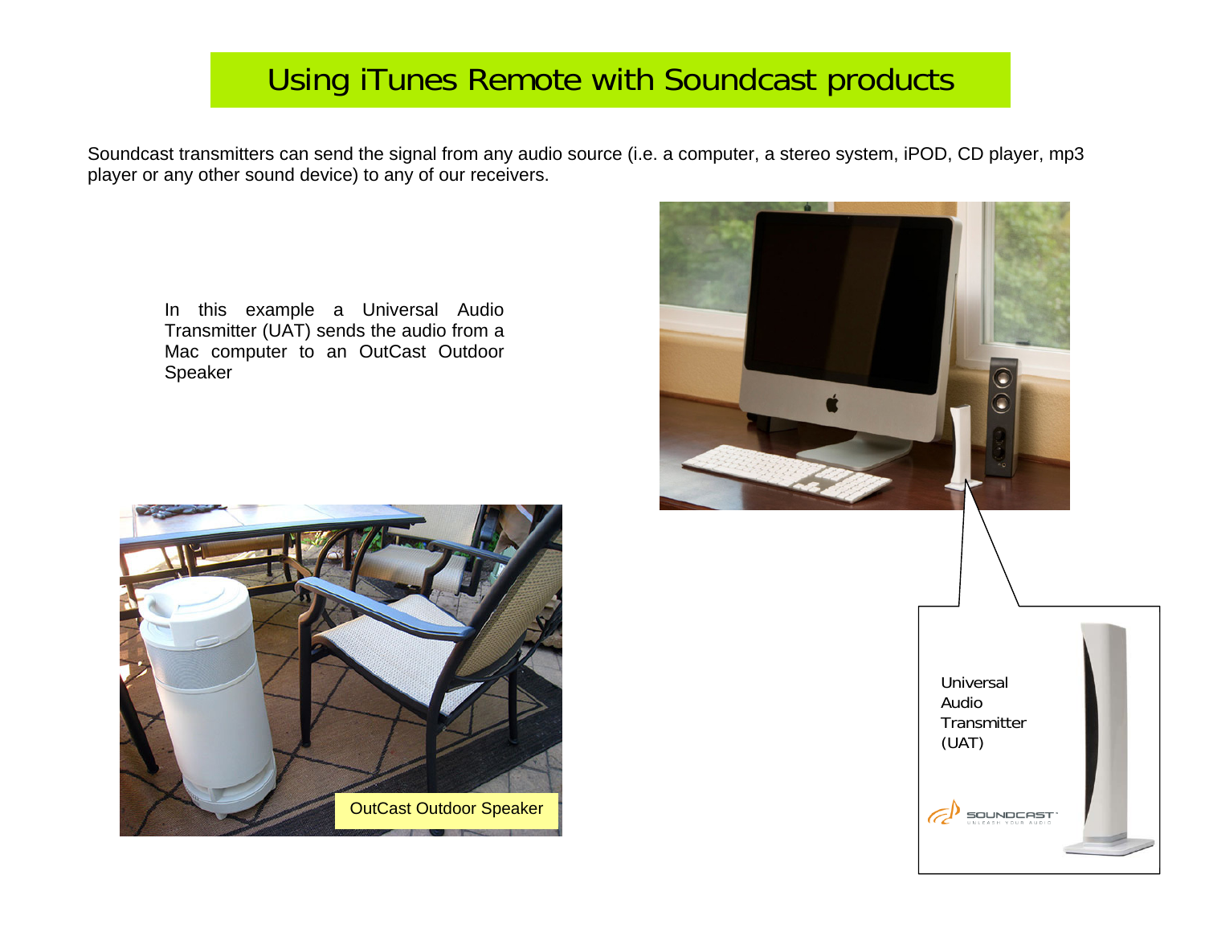# Using iTunes Remote with Soundcast products

Soundcast transmitters can send the signal from any audio source (i.e. a computer, a stereo system, iPOD, CD player, mp3 player or any other sound device) to any of our receivers.

In this example a Universal Audio Transmitter (UAT) sends the audio from a Mac computer to an OutCast Outdoor Speaker

OutCast Outdoor Speaker

Universal Audio Transmitter (UAT)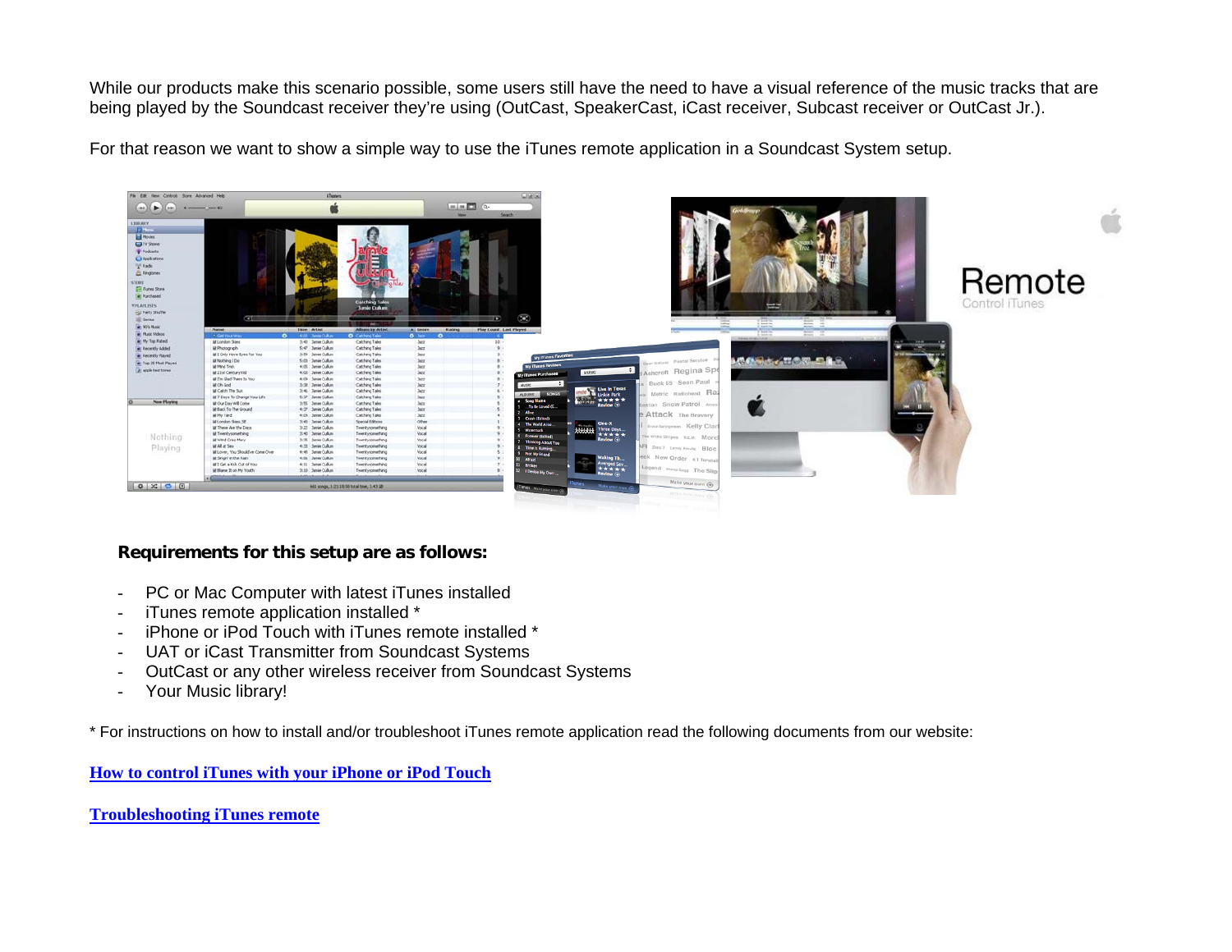While our products make this scenario possible, some users still have the need to have a visual reference of the music tracks that are being played by the Soundcast receiver they're using (OutCast, SpeakerCast, iCast receiver, Subcast receiver or OutCast Jr.).

For that reason we want to show a simple way to use the iTunes remote application in a Soundcast System setup.

**Requirements for this setup are as follows:**

- PC or Mac Computer with latest iTunes installed
- iTunes remote application installed *
- iPhone or iPod Touch with iTunes remote installed *
- UAT or iCast Transmitter from Soundcast Systems
- OutCast or any other wireless receiver from Soundcast Systems
- Your Music library!

* For instructions on how to install and/or troubleshoot iTunes remote application read the following documents from our website:

**How to control iTunes with your iPhone or iPod Touch**

**Troubleshooting iTunes remote**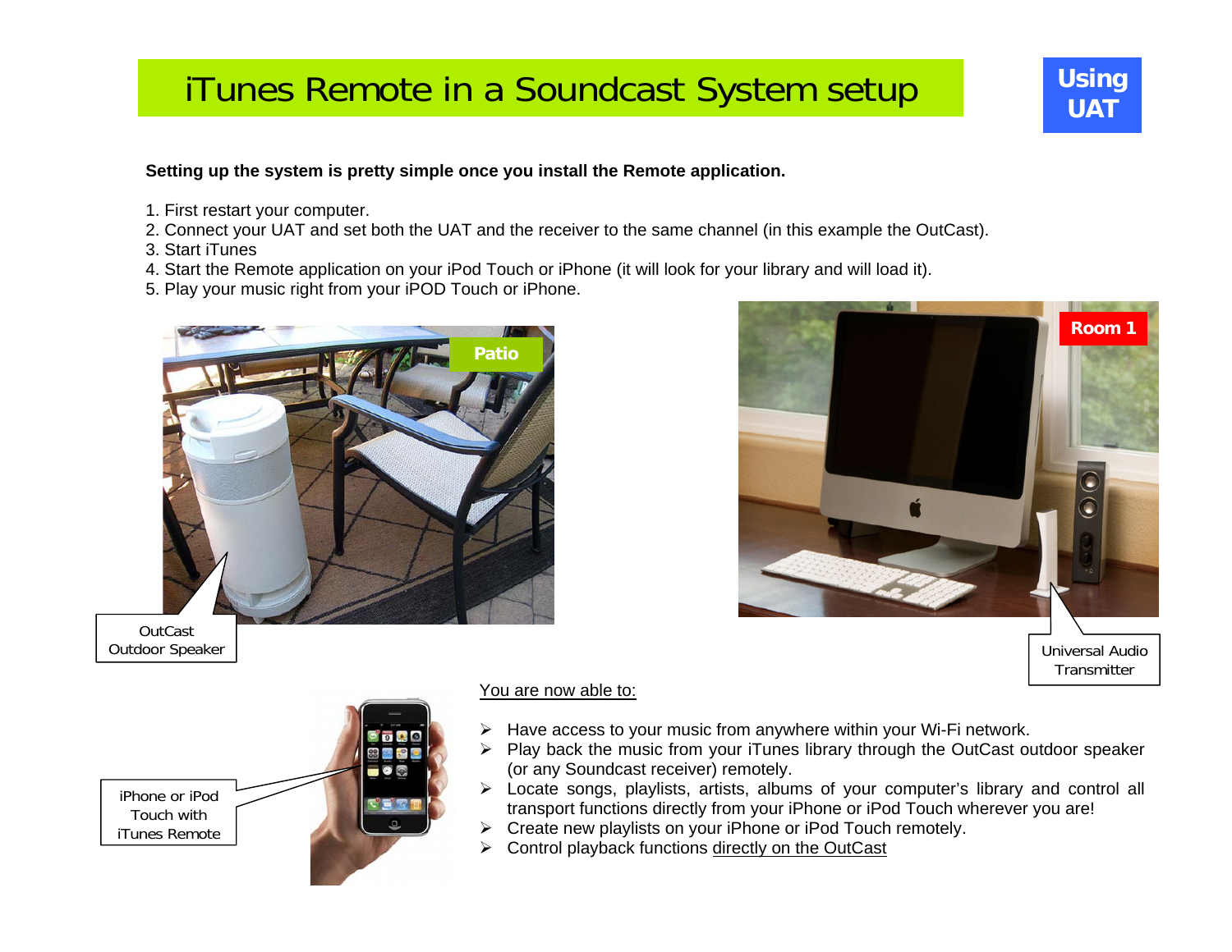# iTunes Remote in a Soundcast System setup

**Using UAT**

**Setting up the system is pretty simple once you install the Remote application.**

1. First restart your computer.
2. Connect your UAT and set both the UAT and the receiver to the same channel (in this example the OutCast).
3. Start iTunes
4. Start the Remote application on your iPod Touch or iPhone (it will look for your library and will load it).
5. Play your music right from your iPOD Touch or iPhone.

Patio

OutCast Outdoor Speaker

Room 1

Universal Audio Transmitter

iPhone or iPod Touch with iTunes Remote

You are now able to:

- Have access to your music from anywhere within your Wi-Fi network.
- Play back the music from your iTunes library through the OutCast outdoor speaker (or any Soundcast receiver) remotely.
- Locate songs, playlists, artists, albums of your computer's library and control all transport functions directly from your iPhone or iPod Touch wherever you are!
- Create new playlists on your iPhone or iPod Touch remotely.
- Control playback functions directly on the OutCast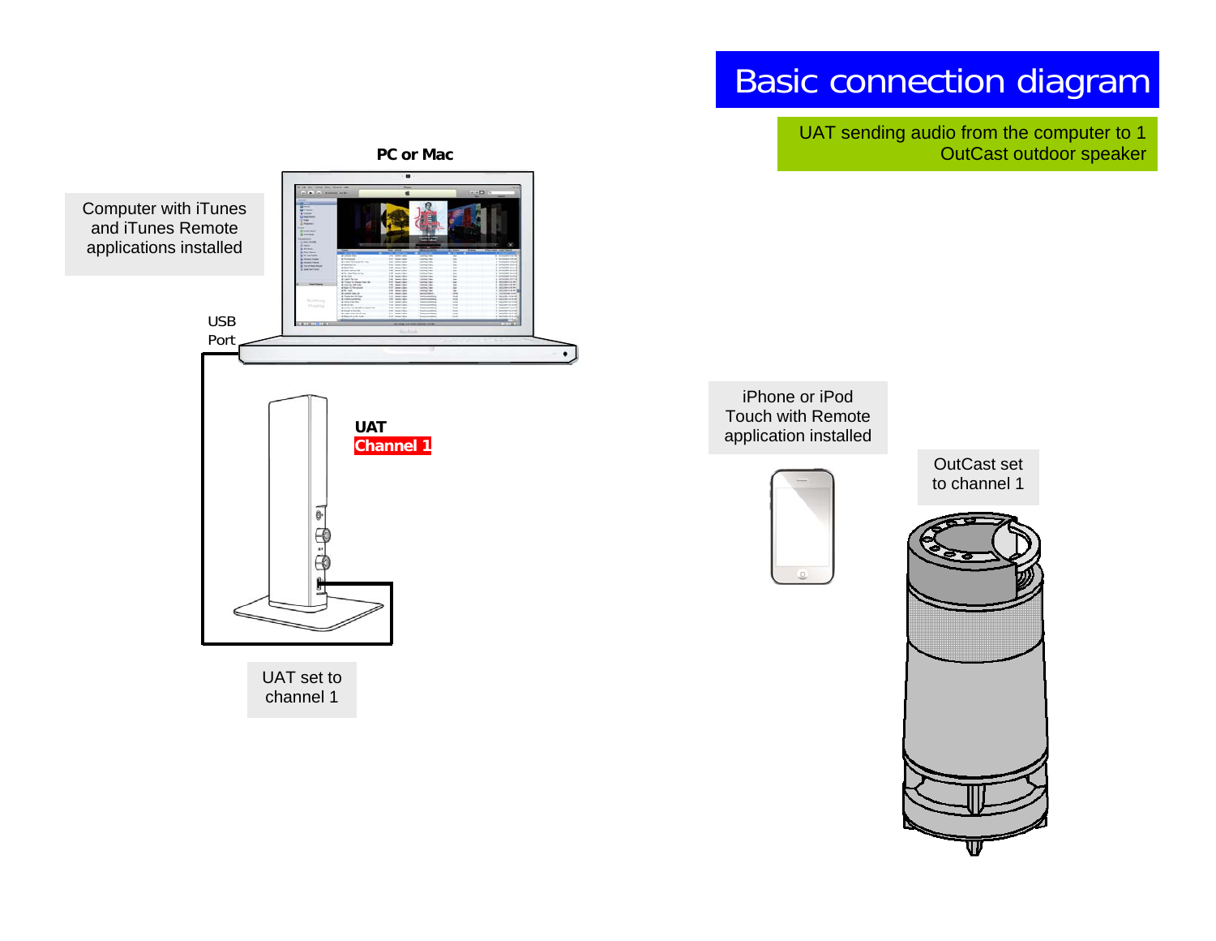# Basic connection diagram

UAT sending audio from the computer to 1 OutCast outdoor speaker

**PC or Mac**

Computer with iTunes and iTunes Remote applications installed

USB Port

**UAT**
**Channel 1**

UAT set to channel 1

iPhone or iPod Touch with Remote application installed

OutCast set to channel 1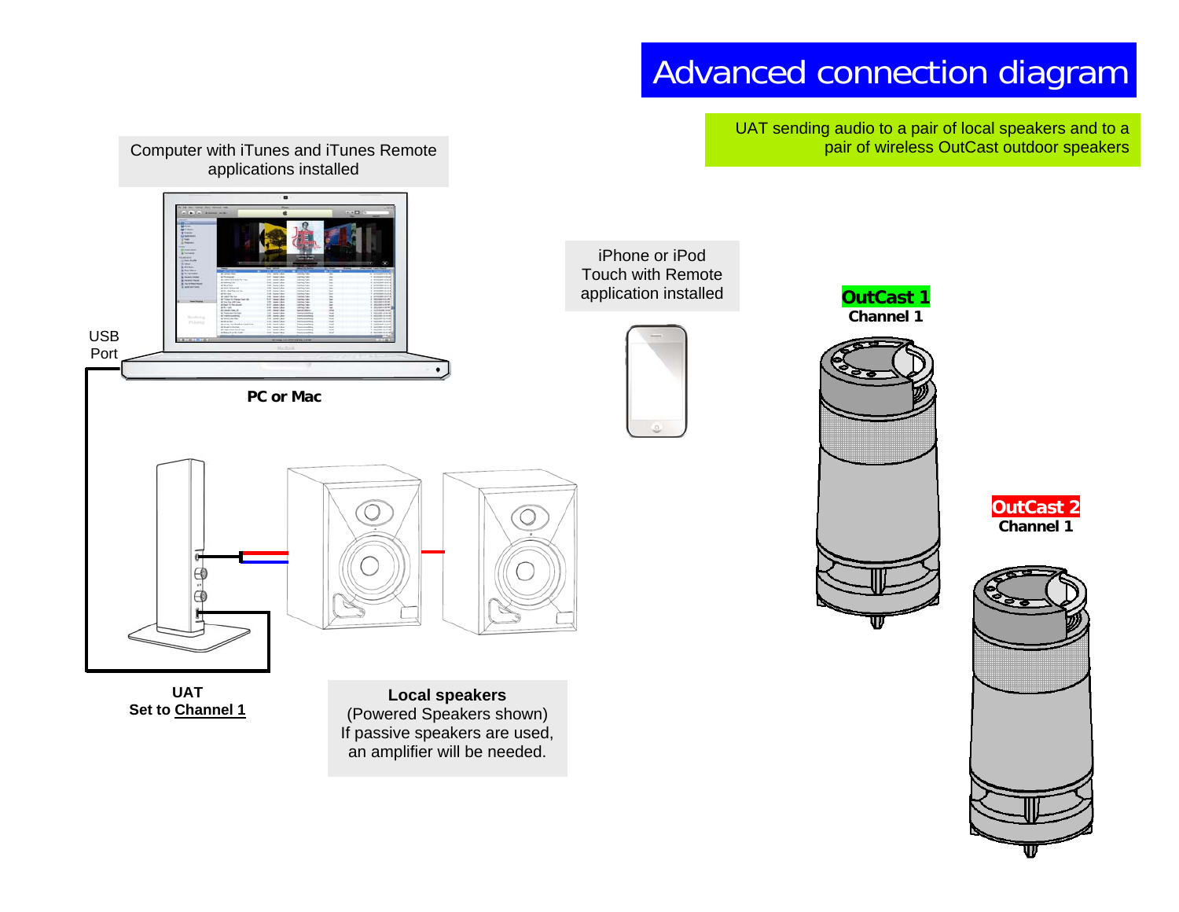# Advanced connection diagram

UAT sending audio to a pair of local speakers and to a pair of wireless OutCast outdoor speakers

Computer with iTunes and iTunes Remote applications installed

USB Port

**PC or Mac**

iPhone or iPod Touch with Remote application installed

**OutCast 1**
**Channel 1**

**OutCast 2**
**Channel 1**

**UAT**
**Set to Channel 1**

**Local speakers**
(Powered Speakers shown)
If passive speakers are used, an amplifier will be needed.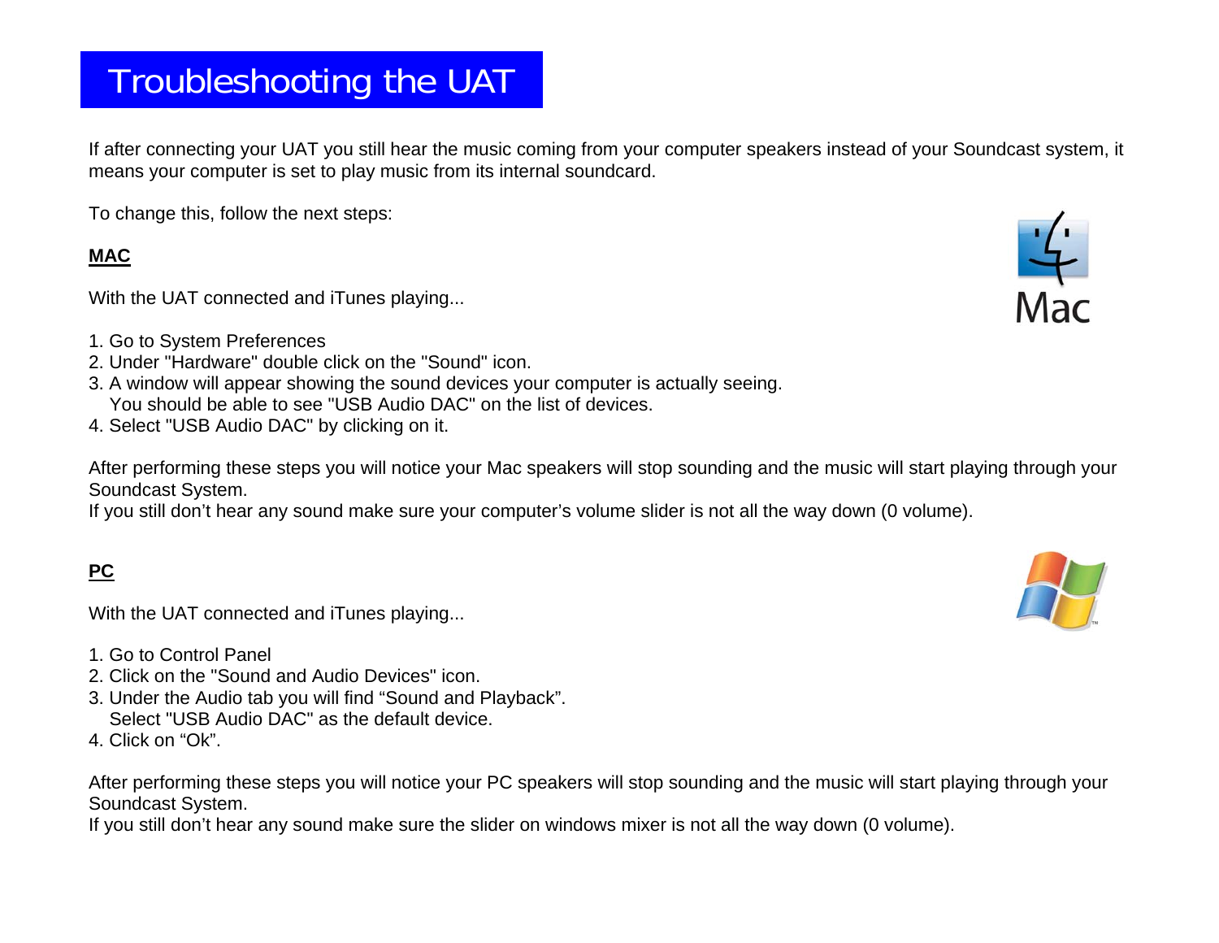# Troubleshooting the UAT

If after connecting your UAT you still hear the music coming from your computer speakers instead of your Soundcast system, it means your computer is set to play music from its internal soundcard.

To change this, follow the next steps:

**MAC**

With the UAT connected and iTunes playing...

1. Go to System Preferences
2. Under "Hardware" double click on the "Sound" icon.
3. A window will appear showing the sound devices your computer is actually seeing. You should be able to see "USB Audio DAC" on the list of devices.
4. Select "USB Audio DAC" by clicking on it.

After performing these steps you will notice your Mac speakers will stop sounding and the music will start playing through your Soundcast System.
If you still don't hear any sound make sure your computer's volume slider is not all the way down (0 volume).

**PC**

With the UAT connected and iTunes playing...

1. Go to Control Panel
2. Click on the "Sound and Audio Devices" icon.
3. Under the Audio tab you will find "Sound and Playback". Select "USB Audio DAC" as the default device.
4. Click on "Ok".

After performing these steps you will notice your PC speakers will stop sounding and the music will start playing through your Soundcast System.
If you still don't hear any sound make sure the slider on windows mixer is not all the way down (0 volume).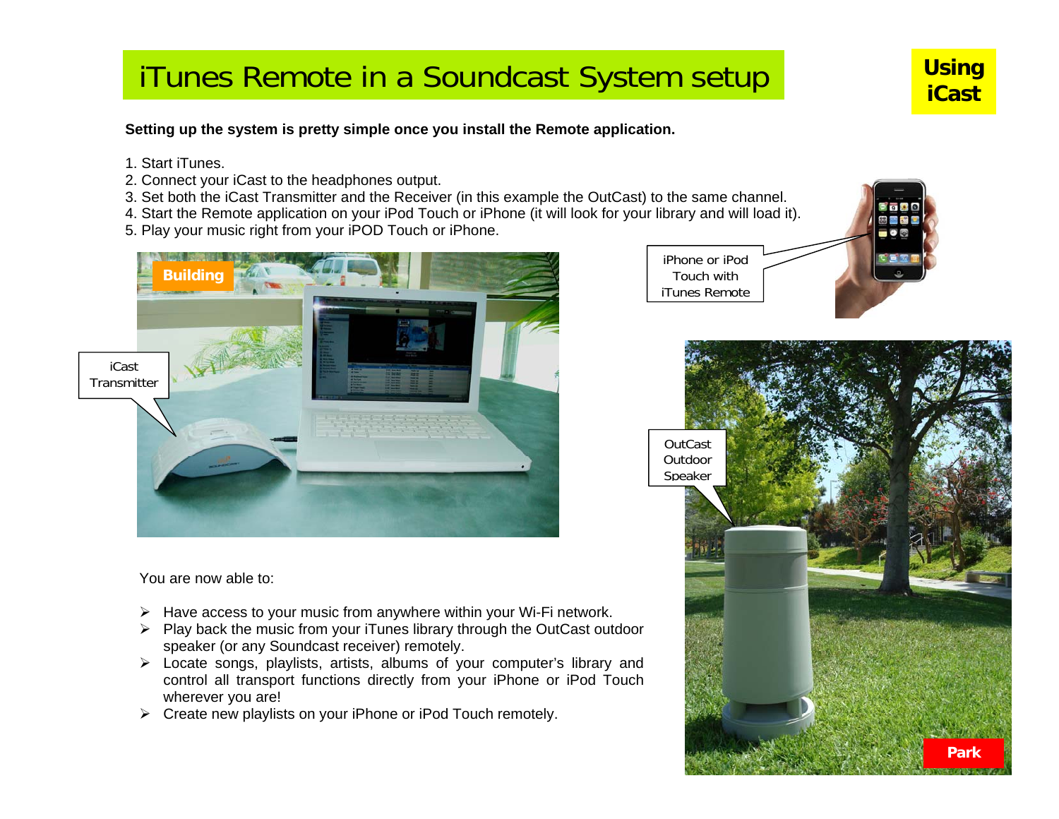# iTunes Remote in a Soundcast System setup

**Using iCast**

**Setting up the system is pretty simple once you install the Remote application.**

1. Start iTunes.
2. Connect your iCast to the headphones output.
3. Set both the iCast Transmitter and the Receiver (in this example the OutCast) to the same channel.
4. Start the Remote application on your iPod Touch or iPhone (it will look for your library and will load it).
5. Play your music right from your iPOD Touch or iPhone.

Building

iCast Transmitter

iPhone or iPod Touch with iTunes Remote

OutCast Outdoor Speaker

Park

You are now able to:

- Have access to your music from anywhere within your Wi-Fi network.
- Play back the music from your iTunes library through the OutCast outdoor speaker (or any Soundcast receiver) remotely.
- Locate songs, playlists, artists, albums of your computer's library and control all transport functions directly from your iPhone or iPod Touch wherever you are!
- Create new playlists on your iPhone or iPod Touch remotely.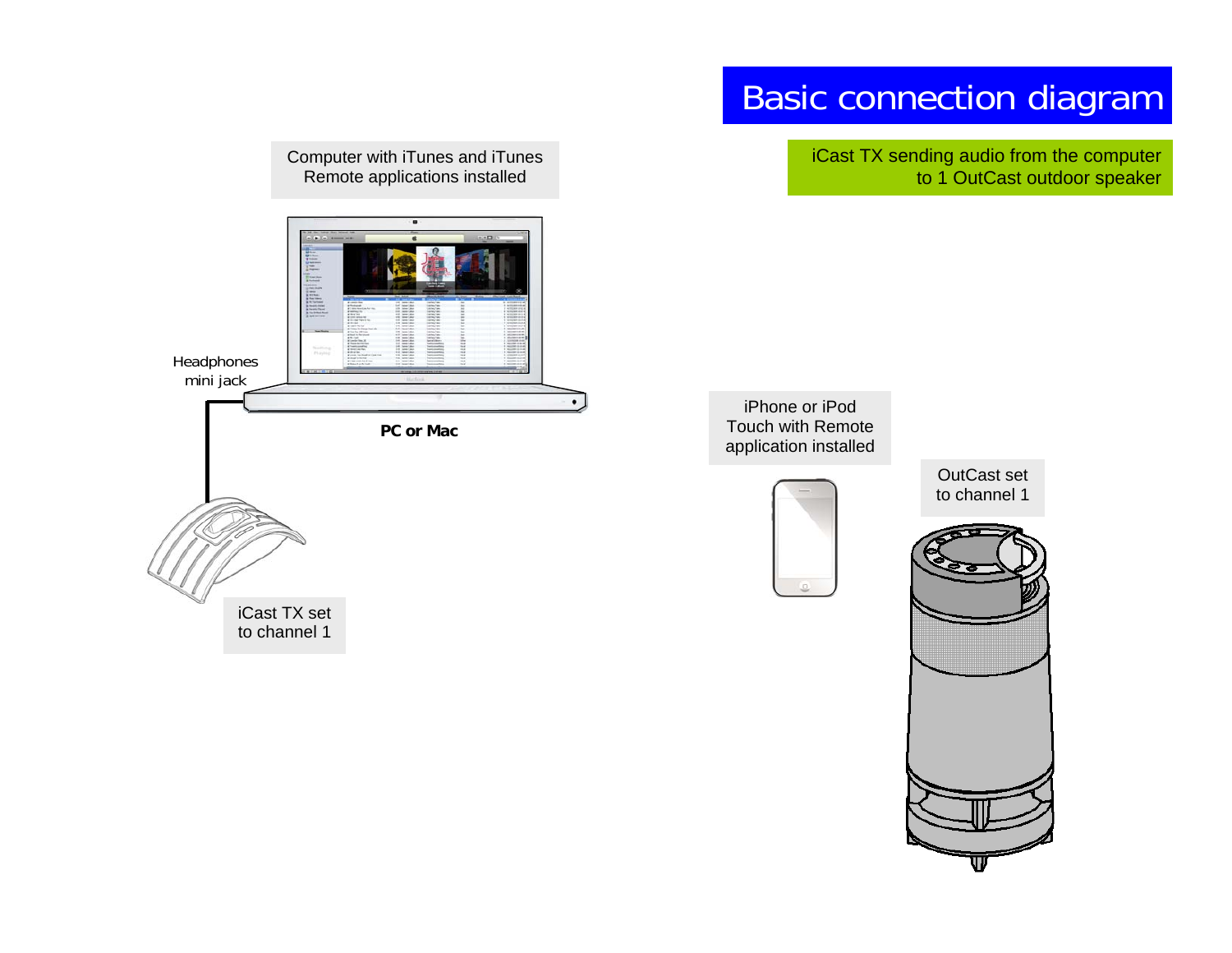# Basic connection diagram

iCast TX sending audio from the computer to 1 OutCast outdoor speaker

Computer with iTunes and iTunes Remote applications installed

Headphones mini jack

**PC or Mac**

iCast TX set to channel 1

iPhone or iPod Touch with Remote application installed

OutCast set to channel 1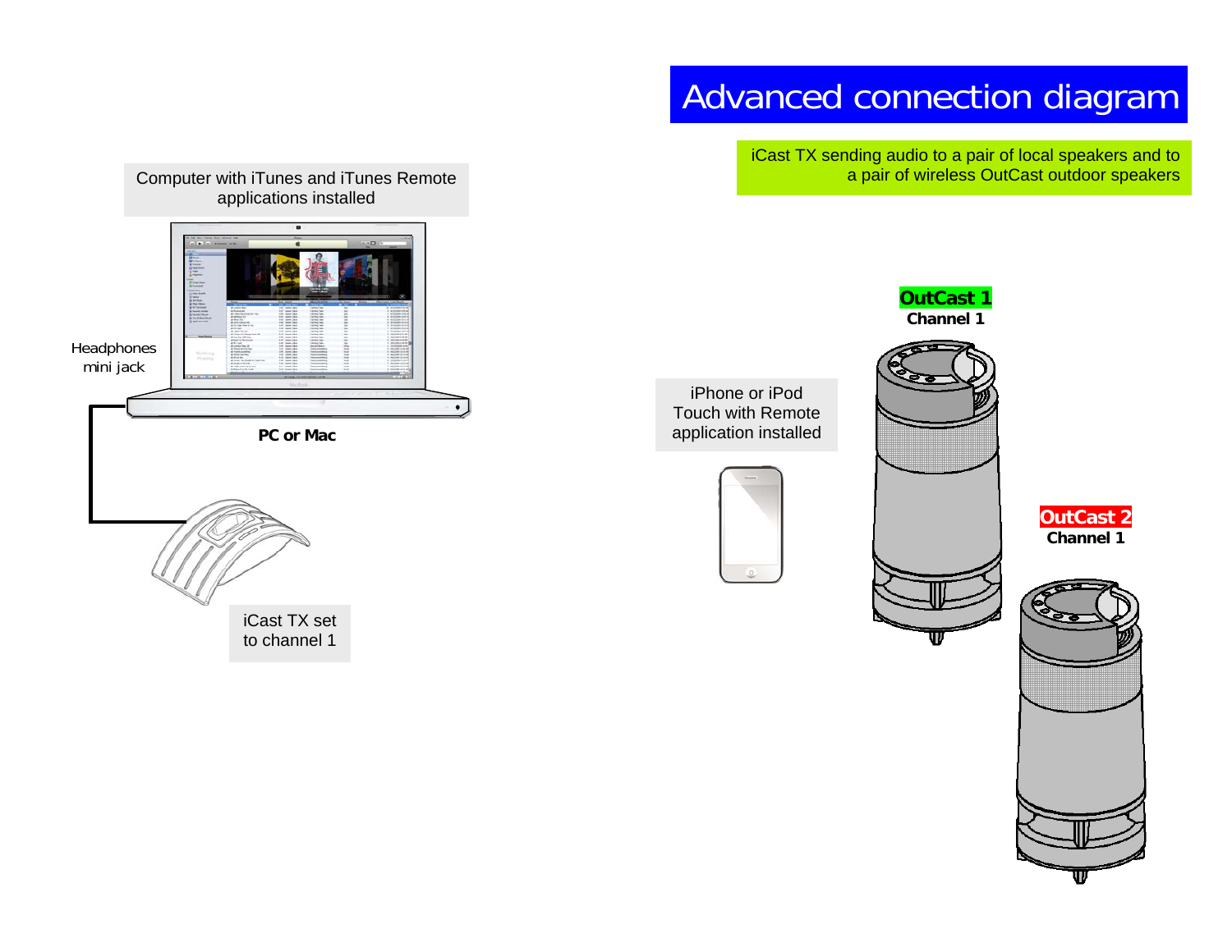# Advanced connection diagram

iCast TX sending audio to a pair of local speakers and to a pair of wireless OutCast outdoor speakers

Computer with iTunes and iTunes Remote applications installed

Headphones mini jack

**PC or Mac**

iCast TX set to channel 1

iPhone or iPod Touch with Remote application installed

**OutCast 1**
**Channel 1**

**OutCast 2**
**Channel 1**